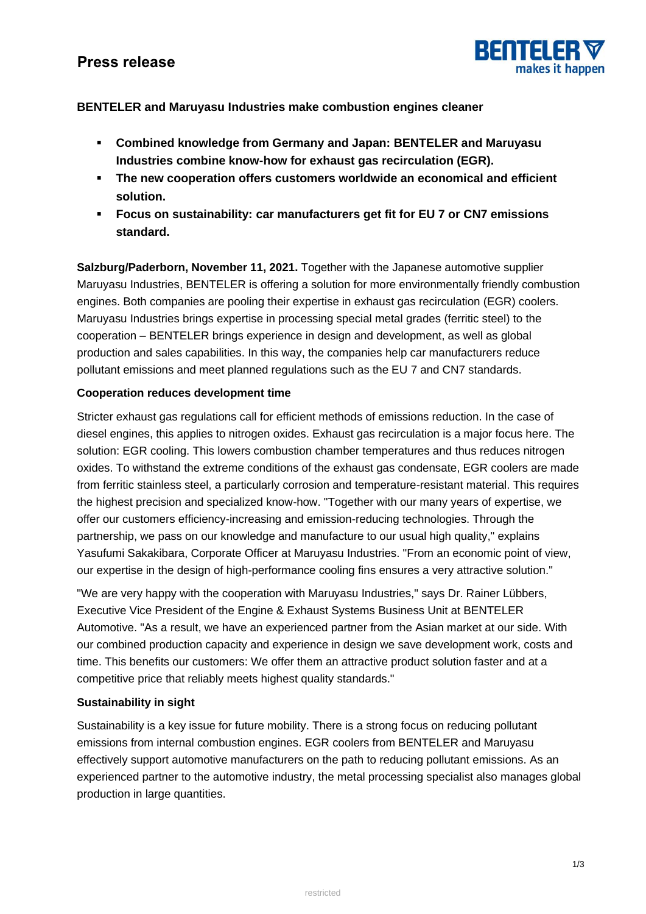# Press release

**BENTELER and Maruyasu Industries make combustion engines cleaner**

- **Combined knowledge from Germany and Japan: BENTELER and Maruyasu Industries combine know-how for exhaust gas recirculation (EGR).**
- **The new cooperation offers customers worldwide an economical and efficient solution.**
- **Focus on sustainability: car manufacturers get fit for EU 7 or CN7 emissions standard.**

**Salzburg/Paderborn, November 11, 2021.** Together with the Japanese automotive supplier Maruyasu Industries, BENTELER is offering a solution for more environmentally friendly combustion engines. Both companies are pooling their expertise in exhaust gas recirculation (EGR) coolers. Maruyasu Industries brings expertise in processing special metal grades (ferritic steel) to the cooperation – BENTELER brings experience in design and development, as well as global production and sales capabilities. In this way, the companies help car manufacturers reduce pollutant emissions and meet planned regulations such as the EU 7 and CN7 standards.

**Cooperation reduces development time**

Stricter exhaust gas regulations call for efficient methods of emissions reduction. In the case of diesel engines, this applies to nitrogen oxides. Exhaust gas recirculation is a major focus here. The solution: EGR cooling. This lowers combustion chamber temperatures and thus reduces nitrogen oxides. To withstand the extreme conditions of the exhaust gas condensate, EGR coolers are made from ferritic stainless steel, a particularly corrosion and temperature-resistant material. This requires the highest precision and specialized know-how. "Together with our many years of expertise, we offer our customers efficiency-increasing and emission-reducing technologies. Through the partnership, we pass on our knowledge and manufacture to our usual high quality," explains Yasufumi Sakakibara, Corporate Officer at Maruyasu Industries. "From an economic point of view, our expertise in the design of high-performance cooling fins ensures a very attractive solution."

"We are very happy with the cooperation with Maruyasu Industries," says Dr. Rainer Lübbers, Executive Vice President of the Engine & Exhaust Systems Business Unit at BENTELER Automotive. "As a result, we have an experienced partner from the Asian market at our side. With our combined production capacity and experience in design we save development work, costs and time. This benefits our customers: We offer them an attractive product solution faster and at a competitive price that reliably meets highest quality standards."

**Sustainability in sight**

Sustainability is a key issue for future mobility. There is a strong focus on reducing pollutant emissions from internal combustion engines. EGR coolers from BENTELER and Maruyasu effectively support automotive manufacturers on the path to reducing pollutant emissions. As an experienced partner to the automotive industry, the metal processing specialist also manages global production in large quantities.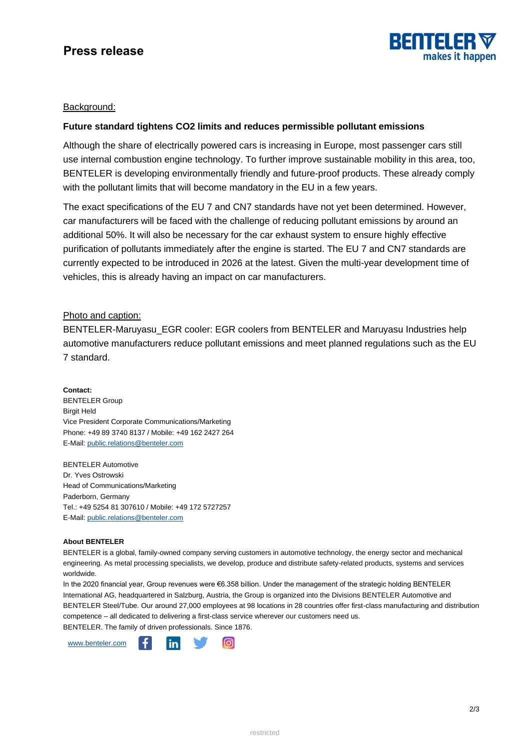Background:

**Future standard tightens $CO_2$ limits and reduces permissible pollutant emissions**

Although the share of electrically powered cars is increasing in Europe, most passenger cars still use internal combustion engine technology. To further improve sustainable mobility in this area, too, BENTELER is developing environmentally friendly and future-proof products. These already comply with the pollutant limits that will become mandatory in the EU in a few years.

The exact specifications of the EU 7 and CN7 standards have not yet been determined. However, car manufacturers will be faced with the challenge of reducing pollutant emissions by around an additional 50%. It will also be necessary for the car exhaust system to ensure highly effective purification of pollutants immediately after the engine is started. The EU 7 and CN7 standards are currently expected to be introduced in 2026 at the latest. Given the multi-year development time of vehicles, this is already having an impact on car manufacturers.

Photo and caption:

BENTELER-Maruyasu_EGR cooler: EGR coolers from BENTELER and Maruyasu Industries help automotive manufacturers reduce pollutant emissions and meet planned regulations such as the EU 7 standard.

**Contact:**
BENTELER Group
Birgit Held
Vice President Corporate Communications/Marketing
Phone: +49 89 3740 8137 / Mobile: +49 162 2427 264
E-Mail: public.relations@benteler.com

BENTELER Automotive
Dr. Yves Ostrowski
Head of Communications/Marketing
Paderborn, Germany
Tel.: +49 5254 81 307610 / Mobile: +49 172 5727257
E-Mail: public.relations@benteler.com

**About BENTELER**

BENTELER is a global, family-owned company serving customers in automotive technology, the energy sector and mechanical engineering. As metal processing specialists, we develop, produce and distribute safety-related products, systems and services worldwide.

In the 2020 financial year, Group revenues were €6.358 billion. Under the management of the strategic holding BENTELER International AG, headquartered in Salzburg, Austria, the Group is organized into the Divisions BENTELER Automotive and BENTELER Steel/Tube. Our around 27,000 employees at 98 locations in 28 countries offer first-class manufacturing and distribution competence – all dedicated to delivering a first-class service wherever our customers need us.

BENTELER. The family of driven professionals. Since 1876.

www.benteler.com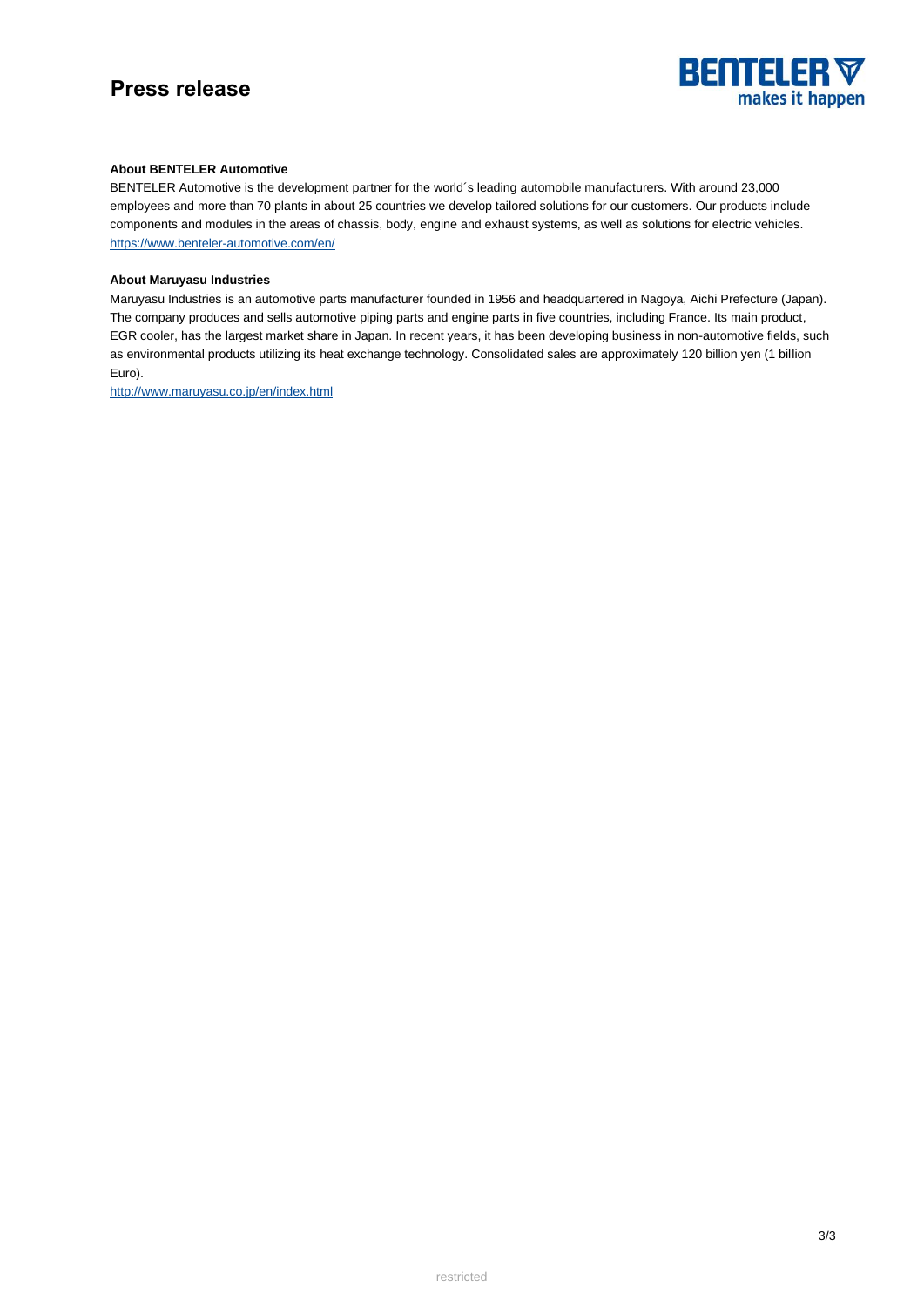**About BENTELER Automotive**

BENTELER Automotive is the development partner for the world´s leading automobile manufacturers. With around 23,000 employees and more than 70 plants in about 25 countries we develop tailored solutions for our customers. Our products include components and modules in the areas of chassis, body, engine and exhaust systems, as well as solutions for electric vehicles.
https://www.benteler-automotive.com/en/

**About Maruyasu Industries**

Maruyasu Industries is an automotive parts manufacturer founded in 1956 and headquartered in Nagoya, Aichi Prefecture (Japan). The company produces and sells automotive piping parts and engine parts in five countries, including France. Its main product, EGR cooler, has the largest market share in Japan. In recent years, it has been developing business in non-automotive fields, such as environmental products utilizing its heat exchange technology. Consolidated sales are approximately 120 billion yen (1 billion Euro).
http://www.maruyasu.co.jp/en/index.html